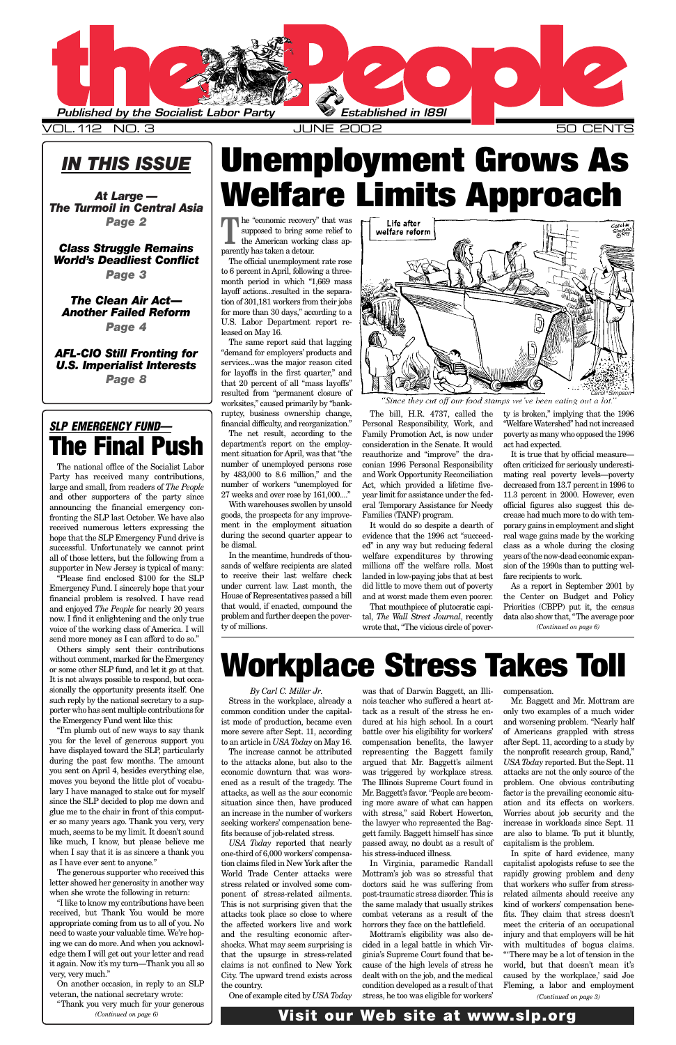# the People

*Published by the Socialist Labor Party* — *Established in 1891*

VOL. 112 NO. 3 — JUNE 2002 — 50 CENTS

## IN THIS ISSUE

**At Large — The Turmoil in Central Asia** *Page 2*

**Class Struggle Remains World's Deadliest Conflict** *Page 3*

**The Clean Air Act—Another Failed Reform** *Page 4*

**AFL-CIO Still Fronting for U.S. Imperialist Interests** *Page 8*

# Unemployment Grows As Welfare Limits Approach

The "economic recovery" that was supposed to bring some relief to the American working class apparently has taken a detour.

The official unemployment rate rose to 6 percent in April, following a three-month period in which "1,669 mass layoff actions...resulted in the separation of 301,181 workers from their jobs for more than 30 days," according to a U.S. Labor Department report released on May 16.

The same report said that lagging "demand for employers' products and services...was the major reason cited for layoffs in the first quarter," and that 20 percent of all "mass layoffs" resulted from "permanent closure of worksites," caused primarily by "bankruptcy, business ownership change, financial difficulty, and reorganization."

The net result, according to the department's report on the employment situation for April, was that "the number of unemployed persons rose by 483,000 to 8.6 million," and the number of workers "unemployed for 27 weeks and over rose by 161,000...."

With warehouses swollen by unsold goods, the prospects for any improvement in the employment situation during the second quarter appear to be dismal.

In the meantime, hundreds of thousands of welfare recipients are slated to receive their last welfare check under current law. Last month, the House of Representatives passed a bill that would, if enacted, compound the problem and further deepen the poverty of millions.

"Since they cut off our food stamps we've been eating out a lot."

The bill, H.R. 4737, called the Personal Responsibility, Work, and Family Promotion Act, is now under consideration in the Senate. It would reauthorize and "improve" the draconian 1996 Personal Responsibility and Work Opportunity Reconciliation Act, which provided a lifetime five-year limit for assistance under the federal Temporary Assistance for Needy Families (TANF) program.

It would do so despite a dearth of evidence that the 1996 act "succeeded" in any way but reducing federal welfare expenditures by throwing millions off the welfare rolls. Most landed in low-paying jobs that at best did little to move them out of poverty and at worst made them even poorer.

That mouthpiece of plutocratic capital, *The Wall Street Journal*, recently wrote that, "The vicious circle of poverty is broken," implying that the 1996 "Welfare Watershed" had not increased poverty as many who opposed the 1996 act had expected.

It is true that by official measure—often criticized for seriously underestimating real poverty levels—poverty decreased from 13.7 percent in 1996 to 11.3 percent in 2000. However, even official figures also suggest this decrease had much more to do with temporary gains in employment and slight real wage gains made by the working class as a whole during the closing years of the now-dead economic expansion of the 1990s than to putting welfare recipients to work.

As a report in September 2001 by the Center on Budget and Policy Priorities (CBPP) put it, the census data also show that, "The average poor

*(Continued on page 6)*

## SLP EMERGENCY FUND—

# The Final Push

The national office of the Socialist Labor Party has received many contributions, large and small, from readers of *The People* and other supporters of the party since announcing the financial emergency confronting the SLP last October. We have also received numerous letters expressing the hope that the SLP Emergency Fund drive is successful. Unfortunately we cannot print all of those letters, but the following from a supporter in New Jersey is typical of many:

"Please find enclosed $100 for the SLP Emergency Fund. I sincerely hope that your financial problem is resolved. I have read and enjoyed *The People* for nearly 20 years now. I find it enlightening and the only true voice of the working class of America. I will send more money as I can afford to do so."

Others simply sent their contributions without comment, marked for the Emergency or some other SLP fund, and let it go at that. It is not always possible to respond, but occasionally the opportunity presents itself. One such reply by the national secretary to a supporter who has sent multiple contributions for the Emergency Fund went like this:

"I'm plumb out of new ways to say thank you for the level of generous support you have displayed toward the SLP, particularly during the past few months. The amount you sent on April 4, besides everything else, moves you beyond the little plot of vocabulary I have managed to stake out for myself since the SLP decided to plop me down and glue me to the chair in front of this computer so many years ago. Thank you very, very much, seems to be my limit. It doesn't sound like much, I know, but please believe me when I say that it is as sincere a thank you as I have ever sent to anyone."

The generous supporter who received this letter showed her generosity in another way when she wrote the following in return:

"I like to know my contributions have been received, but Thank You would be more appropriate coming from us to all of you. No need to waste your valuable time. We're hoping we can do more. And when you acknowledge them I will get out your letter and read it again. Now it's my turn—Thank you all so very, very much."

On another occasion, in reply to an SLP veteran, the national secretary wrote:

"Thank you very much for your generous

*(Continued on page 6)*

# Workplace Stress Takes Toll

*By Carl C. Miller Jr.*

Stress in the workplace, already a common condition under the capitalist mode of production, became even more severe after Sept. 11, according to an article in *USA Today* on May 16.

The increase cannot be attributed to the attacks alone, but also to the economic downturn that was worsened as a result of the tragedy. The attacks, as well as the sour economic situation since then, have produced an increase in the number of workers seeking workers' compensation benefits because of job-related stress.

*USA Today* reported that nearly one-third of 6,000 workers' compensation claims filed in New York after the World Trade Center attacks were stress related or involved some component of stress-related ailments. This is not surprising given that the attacks took place so close to where the affected workers live and work and the resulting economic aftershocks. What may seem surprising is that the upsurge in stress-related claims is not confined to New York City. The upward trend exists across the country.

One of example cited by *USA Today* was that of Darwin Baggett, an Illinois teacher who suffered a heart attack as a result of the stress he endured at his high school. In a court battle over his eligibility for workers' compensation benefits, the lawyer representing the Baggett family argued that Mr. Baggett's ailment was triggered by workplace stress. The Illinois Supreme Court found in Mr. Baggett's favor. "People are becoming more aware of what can happen with stress," said Robert Howerton, the lawyer who represented the Baggett family. Baggett himself has since passed away, no doubt as a result of his stress-induced illness.

In Virginia, paramedic Randall Mottram's job was so stressful that doctors said he was suffering from post-traumatic stress disorder. This is the same malady that usually strikes combat veterans as a result of the horrors they face on the battlefield.

Mottram's eligibility was also decided in a legal battle in which Virginia's Supreme Court found that because of the high levels of stress he dealt with on the job, and the medical condition developed as a result of that stress, he too was eligible for workers' compensation.

Mr. Baggett and Mr. Mottram are only two examples of a much wider and worsening problem. "Nearly half of Americans grappled with stress after Sept. 11, according to a study by the nonprofit research group, Rand," *USA Today* reported. But the Sept. 11 attacks are not the only source of the problem. One obvious contributing factor is the prevailing economic situation and its effects on workers. Worries about job security and the increase in workloads since Sept. 11 are also to blame. To put it bluntly, capitalism is the problem.

In spite of hard evidence, many capitalist apologists refuse to see the rapidly growing problem and deny that workers who suffer from stress-related ailments should receive any kind of workers' compensation benefits. They claim that stress doesn't meet the criteria of an occupational injury and that employers will be hit with multitudes of bogus claims. "'There may be a lot of tension in the world, but that doesn't mean it's caused by the workplace,' said Joe Fleming, a labor and employment

*(Continued on page 3)*

**Visit our Web site at www.slp.org**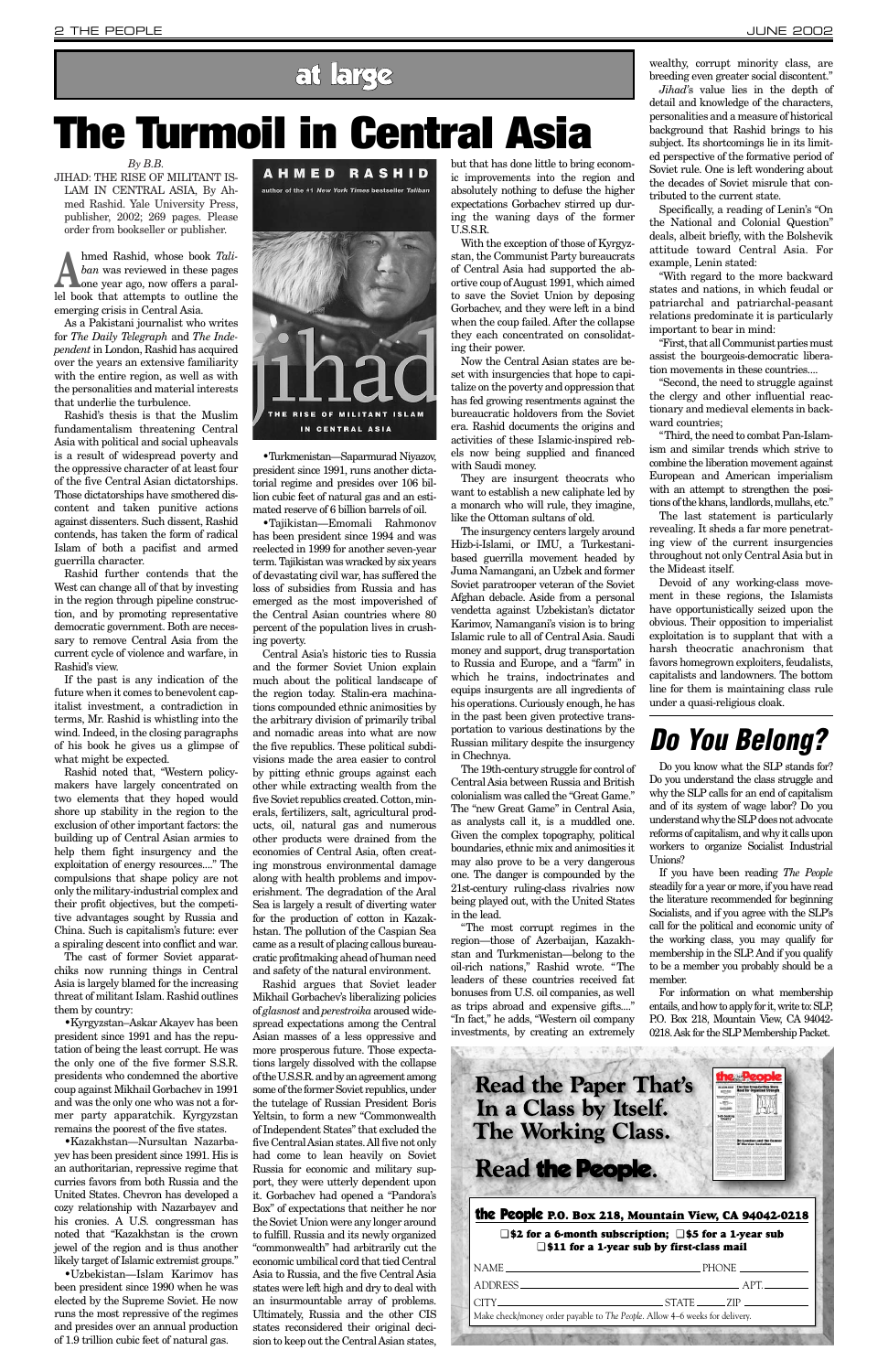## at large

# The Turmoil in Central Asia

*By B.B.*

JIHAD: THE RISE OF MILITANT ISLAM IN CENTRAL ASIA, By Ahmed Rashid. Yale University Press, publisher, 2002; 269 pages. Please order from bookseller or publisher.

Ahmed Rashid, whose book *Taliban* was reviewed in these pages one year ago, now offers a parallel book that attempts to outline the emerging crisis in Central Asia.

As a Pakistani journalist who writes for *The Daily Telegraph* and *The Independent* in London, Rashid has acquired over the years an extensive familiarity with the entire region, as well as with the personalities and material interests that underlie the turbulence.

Rashid's thesis is that the Muslim fundamentalism threatening Central Asia with political and social upheavals is a result of widespread poverty and the oppressive character of at least four of the five Central Asian dictatorships. Those dictatorships have smothered discontent and taken punitive actions against dissenters. Such dissent, Rashid contends, has taken the form of radical Islam of both a pacifist and armed guerrilla character.

Rashid further contends that the West can change all of that by investing in the region through pipeline construction, and by promoting representative democratic government. Both are necessary to remove Central Asia from the current cycle of violence and warfare, in Rashid's view.

If the past is any indication of the future when it comes to benevolent capitalist investment, a contradiction in terms, Mr. Rashid is whistling into the wind. Indeed, in the closing paragraphs of his book he gives us a glimpse of what might be expected.

Rashid noted that, "Western policymakers have largely concentrated on two elements that they hoped would shore up stability in the region to the exclusion of other important factors: the building up of Central Asian armies to help them fight insurgency and the exploitation of energy resources...." The compulsions that shape policy are not only the military-industrial complex and their profit objectives, but the competitive advantages sought by Russia and China. Such is capitalism's future: ever a spiraling descent into conflict and war.

The cast of former Soviet apparatchiks now running things in Central Asia is largely blamed for the increasing threat of militant Islam. Rashid outlines them by country:

•Kyrgyzstan—Askar Akayev has been president since 1991 and has the reputation of being the least corrupt. He was the only one of the five former S.S.R. presidents who condemned the abortive coup against Mikhail Gorbachev in 1991 and was the only one who was not a former party apparatchik. Kyrgyzstan remains the poorest of the five states.

•Kazakhstan—Nursultan Nazarbayev has been president since 1991. His is an authoritarian, repressive regime that curries favors from both Russia and the United States. Chevron has developed a cozy relationship with Nazarbayev and his cronies. A U.S. congressman has noted that "Kazakhstan is the crown jewel of the region and is thus another likely target of Islamic extremist groups."

•Uzbekistan—Islam Karimov has been president since 1990 when he was elected by the Supreme Soviet. He now runs the most repressive of the regimes and presides over an annual production of 1.9 trillion cubic feet of natural gas.

•Turkmenistan—Saparmurad Niyazov, president since 1991, runs another dictatorial regime and presides over 106 billion cubic feet of natural gas and an estimated reserve of 6 billion barrels of oil.

•Tajikistan—Emomali Rahmonov has been president since 1994 and was reelected in 1999 for another seven-year term. Tajikistan was wracked by six years of devastating civil war, has suffered the loss of subsidies from Russia and has emerged as the most impoverished of the Central Asian countries where 80 percent of the population lives in crushing poverty.

Central Asia's historic ties to Russia and the former Soviet Union explain much about the political landscape of the region today. Stalin-era machinations compounded ethnic animosities by the arbitrary division of primarily tribal and nomadic areas into what are now the five republics. These political subdivisions made the area easier to control by pitting ethnic groups against each other while extracting wealth from the five Soviet republics created. Cotton, minerals, fertilizers, salt, agricultural products, oil, natural gas and numerous other products were drained from the economies of Central Asia, often creating monstrous environmental damage along with health problems and impoverishment. The degradation of the Aral Sea is largely a result of diverting water for the production of cotton in Kazakhstan. The pollution of the Caspian Sea came as a result of placing callous bureaucratic profitmaking ahead of human need and safety of the natural environment.

Rashid argues that Soviet leader Mikhail Gorbachev's liberalizing policies of *glasnost* and *perestroika* aroused widespread expectations among the Central Asian masses of a less oppressive and more prosperous future. Those expectations largely dissolved with the collapse of the U.S.S.R. and by an agreement among some of the former Soviet republics, under the tutelage of Russian President Boris Yeltsin, to form a new "Commonwealth of Independent States" that excluded the five Central Asian states. All five not only had come to lean heavily on Soviet Russia for economic and military support, they were utterly dependent upon it. Gorbachev had opened a "Pandora's Box" of expectations that neither he nor the Soviet Union were any longer around to fulfill. Russia and its newly organized "commonwealth" had arbitrarily cut the economic umbilical cord that tied Central Asia to Russia, and the five Central Asia states were left high and dry to deal with an insurmountable array of problems. Ultimately, Russia and the other CIS states reconsidered their original decision to keep out the Central Asian states, but that has done little to bring economic improvements into the region and absolutely nothing to defuse the higher expectations Gorbachev stirred up during the waning days of the former U.S.S.R.

With the exception of those of Kyrgyzstan, the Communist Party bureaucrats of Central Asia had supported the abortive coup of August 1991, which aimed to save the Soviet Union by deposing Gorbachev, and they were left in a bind when the coup failed. After the collapse they each concentrated on consolidating their power.

Now the Central Asian states are beset with insurgencies that hope to capitalize on the poverty and oppression that has fed growing resentments against the bureaucratic holdovers from the Soviet era. Rashid documents the origins and activities of these Islamic-inspired rebels now being supplied and financed with Saudi money.

They are insurgent theocrats who want to establish a new caliphate led by a monarch who will rule, they imagine, like the Ottoman sultans of old.

The insurgency centers largely around Hizb-i-Islami, or IMU, a Turkestani-based guerrilla movement headed by Juma Namangani, an Uzbek and former Soviet paratrooper veteran of the Soviet Afghan debacle. Aside from a personal vendetta against Uzbekistan's dictator Karimov, Namangani's vision is to bring Islamic rule to all of Central Asia. Saudi money and support, drug transportation to Russia and Europe, and a "farm" in which he trains, indoctrinates and equips insurgents are all ingredients of his operations. Curiously enough, he has in the past been given protective transportation to various destinations by the Russian military despite the insurgency in Chechnya.

The 19th-century struggle for control of Central Asia between Russia and British colonialism was called the "Great Game." The "new Great Game" in Central Asia, as analysts call it, is a muddled one. Given the complex topography, political boundaries, ethnic mix and animosities it may also prove to be a very dangerous one. The danger is compounded by the 21st-century ruling-class rivalries now being played out, with the United States in the lead.

"The most corrupt regimes in the region—those of Azerbaijan, Kazakhstan and Turkmenistan—belong to the oil-rich nations," Rashid wrote. "The leaders of these countries received fat bonuses from U.S. oil companies, as well as trips abroad and expensive gifts...." "In fact," he adds, "Western oil company investments, by creating an extremely wealthy, corrupt minority class, are breeding even greater social discontent."

*Jihad*'s value lies in the depth of detail and knowledge of the characters, personalities and a measure of historical background that Rashid brings to his subject. Its shortcomings lie in its limited perspective of the formative period of Soviet rule. One is left wondering about the decades of Soviet misrule that contributed to the current state.

Specifically, a reading of Lenin's "On the National and Colonial Question" deals, albeit briefly, with the Bolshevik attitude toward Central Asia. For example, Lenin stated:

"With regard to the more backward states and nations, in which feudal or patriarchal and patriarchal-peasant relations predominate it is particularly important to bear in mind:

"First, that all Communist parties must assist the bourgeois-democratic liberation movements in these countries....

"Second, the need to struggle against the clergy and other influential reactionary and medieval elements in backward countries;

"Third, the need to combat Pan-Islamism and similar trends which strive to combine the liberation movement against European and American imperialism with an attempt to strengthen the positions of the khans, landlords, mullahs, etc."

The last statement is particularly revealing. It sheds a far more penetrating view of the current insurgencies throughout not only Central Asia but in the Mideast itself.

Devoid of any working-class movement in these regions, the Islamists have opportunistically seized upon the obvious. Their opposition to imperialist exploitation is to supplant that with a harsh theocratic anachronism that favors homegrown exploiters, feudalists, capitalists and landowners. The bottom line for them is maintaining class rule under a quasi-religious cloak.

# Do You Belong?

Do you know what the SLP stands for? Do you understand the class struggle and why the SLP calls for an end of capitalism and of its system of wage labor? Do you understand why the SLP does not advocate reforms of capitalism, and why it calls upon workers to organize Socialist Industrial Unions?

If you have been reading *The People* steadily for a year or more, if you have read the literature recommended for beginning Socialists, and if you agree with the SLP's call for the political and economic unity of the working class, you may qualify for membership in the SLP. And if you qualify to be a member you probably should be a member.

For information on what membership entails, and how to apply for it, write to: SLP, P.O. Box 218, Mountain View, CA 94042-0218. Ask for the SLP Membership Packet.

**Read the Paper That's In a Class by Itself. The Working Class.**

**Read the People.**

**the People P.O. Box 218, Mountain View, CA 94042-0218**

❑ $2 for a 6-month subscription; ❑ $5 for a 1-year sub

❑ $11 for a 1-year sub by first-class mail

NAME ______________________ PHONE __________

ADDRESS ______________________ APT. ______

CITY ______________________ STATE ______ ZIP ______

Make check/money order payable to *The People*. Allow 4–6 weeks for delivery.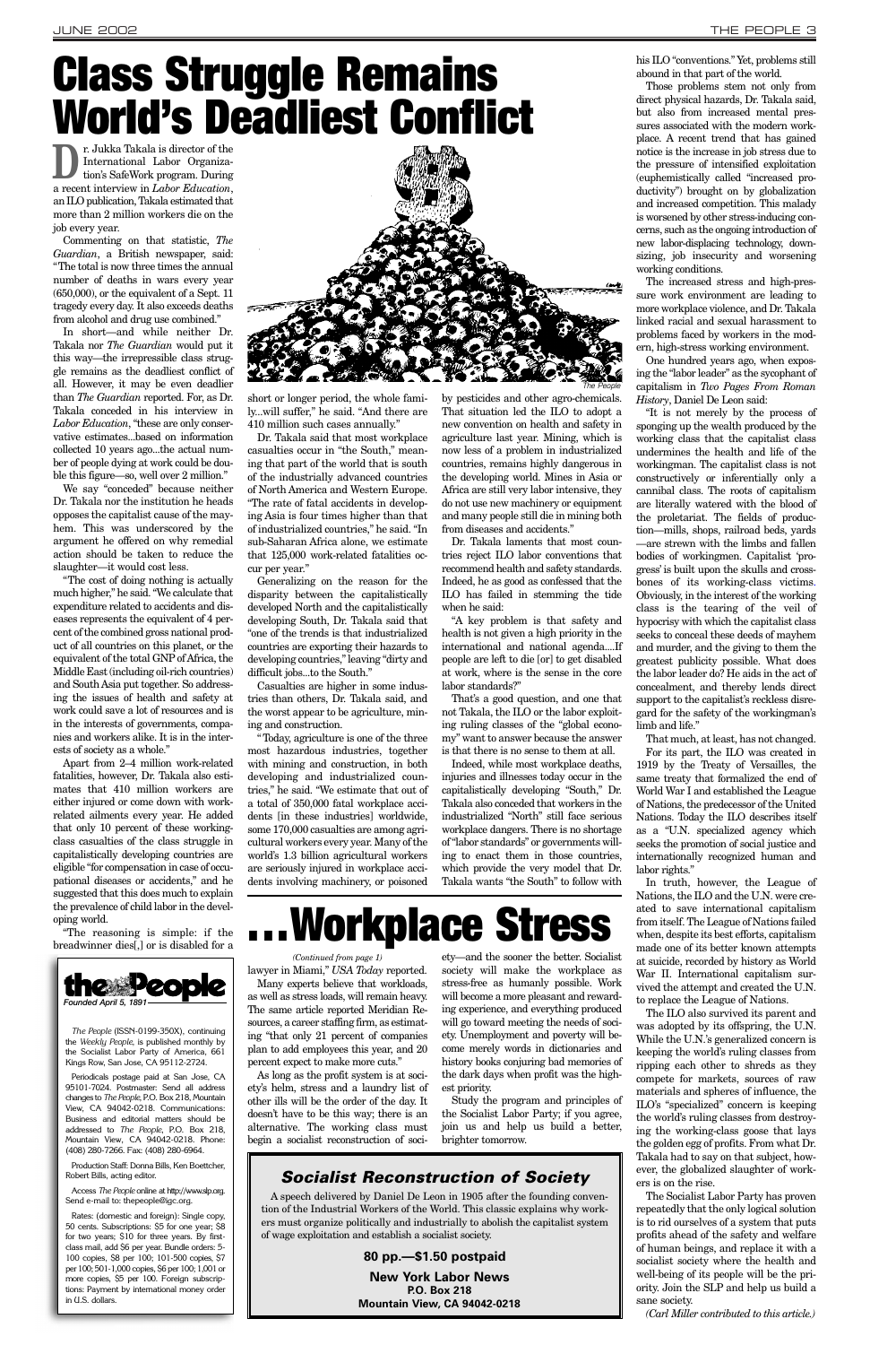# Class Struggle Remains World's Deadliest Conflict

Dr. Jukka Takala is director of the International Labor Organization's SafeWork program. During a recent interview in *Labor Education*, an ILO publication, Takala estimated that more than 2 million workers die on the job every year.

Commenting on that statistic, *The Guardian*, a British newspaper, said: "The total is now three times the annual number of deaths in wars every year (650,000), or the equivalent of a Sept. 11 tragedy every day. It also exceeds deaths from alcohol and drug use combined."

In short—and while neither Dr. Takala nor *The Guardian* would put it this way—the irrepressible class struggle remains as the deadliest conflict of all. However, it may be even deadlier than *The Guardian* reported. For, as Dr. Takala conceded in his interview in *Labor Education*, "these are only conservative estimates...based on information collected 10 years ago...the actual number of people dying at work could be double this figure—so, well over 2 million."

We say "conceded" because neither Dr. Takala nor the institution he heads opposes the capitalist cause of the mayhem. This was underscored by the argument he offered on why remedial action should be taken to reduce the slaughter—it would cost less.

"The cost of doing nothing is actually much higher," he said. "We calculate that expenditure related to accidents and diseases represents the equivalent of 4 percent of the combined gross national product of all countries on this planet, or the equivalent of the total GNP of Africa, the Middle East (including oil-rich countries) and South Asia put together. So addressing the issues of health and safety at work could save a lot of resources and is in the interests of governments, companies and workers alike. It is in the interests of society as a whole."

Apart from 2–4 million work-related fatalities, however, Dr. Takala also estimates that 410 million workers are either injured or come down with work-related ailments every year. He added that only 10 percent of these working-class casualties of the class struggle in capitalistically developing countries are eligible "for compensation in case of occupational diseases or accidents," and he suggested that this does much to explain the prevalence of child labor in the developing world.

"The reasoning is simple: if the breadwinner dies[,] or is disabled for a short or longer period, the whole family...will suffer," he said. "And there are 410 million such cases annually."

Dr. Takala said that most workplace casualties occur in "the South," meaning that part of the world that is south of the industrially advanced countries of North America and Western Europe. "The rate of fatal accidents in developing Asia is four times higher than that of industrialized countries," he said. "In sub-Saharan Africa alone, we estimate that 125,000 work-related fatalities occur per year."

Generalizing on the reason for the disparity between the capitalistically developed North and the capitalistically developing South, Dr. Takala said that "one of the trends is that industrialized countries are exporting their hazards to developing countries," leaving "dirty and difficult jobs...to the South."

Casualties are higher in some industries than others, Dr. Takala said, and the worst appear to be agriculture, mining and construction.

"Today, agriculture is one of the three most hazardous industries, together with mining and construction, in both developing and industrialized countries," he said. "We estimate that out of a total of 350,000 fatal workplace accidents [in these industries] worldwide, some 170,000 casualties are among agricultural workers every year. Many of the world's 1.3 billion agricultural workers are seriously injured in workplace accidents involving machinery, or poisoned by pesticides and other agro-chemicals. That situation led the ILO to adopt a new convention on health and safety in agriculture last year. Mining, which is now less of a problem in industrialized countries, remains highly dangerous in the developing world. Mines in Asia or Africa are still very labor intensive, they do not use new machinery or equipment and many people still die in mining both from diseases and accidents."

Dr. Takala laments that most countries reject ILO conventions that recommend health and safety standards. Indeed, he as good as confessed that the ILO has failed in stemming the tide when he said:

"A key problem is that safety and health is not given a high priority in the international and national agenda....If people are left to die [or] to get disabled at work, where is the sense in the core labor standards?"

That's a good question, and one that not Takala, the ILO or the labor exploiting ruling classes of the "global economy" want to answer because the answer is that there is no sense to them at all.

Indeed, while most workplace deaths, injuries and illnesses today occur in the capitalistically developing "South," Dr. Takala also conceded that workers in the industrialized "North" still face serious workplace dangers. There is no shortage of "labor standards" or governments willing to enact them in those countries, which provide the very model that Dr. Takala wants "the South" to follow with his ILO "conventions." Yet, problems still abound in that part of the world.

Those problems stem not only from direct physical hazards, Dr. Takala said, but also from increased mental pressures associated with the modern workplace. A recent trend that has gained notice is the increase in job stress due to the pressure of intensified exploitation (euphemistically called "increased productivity") brought on by globalization and increased competition. This malady is worsened by other stress-inducing concerns, such as the ongoing introduction of new labor-displacing technology, downsizing, job insecurity and worsening working conditions.

The increased stress and high-pressure work environment are leading to more workplace violence, and Dr. Takala linked racial and sexual harassment to problems faced by workers in the modern, high-stress working environment.

One hundred years ago, when exposing the "labor leader" as the sycophant of capitalism in *Two Pages From Roman History*, Daniel De Leon said:

"It is not merely by the process of sponging up the wealth produced by the working class that the capitalist class undermines the health and life of the workingman. The capitalist class is not constructively or inferentially only a cannibal class. The roots of capitalism are literally watered with the blood of the proletariat. The fields of production—mills, shops, railroad beds, yards—are strewn with the limbs and fallen bodies of workingmen. Capitalist 'progress' is built upon the skulls and crossbones of its working-class victims. Obviously, in the interest of the working class is the tearing of the veil of hypocrisy with which the capitalist class seeks to conceal these deeds of mayhem and murder, and the giving to them the greatest publicity possible. What does the labor leader do? He aids in the act of concealment, and thereby lends direct support to the capitalist's reckless disregard for the safety of the workingman's limb and life."

That much, at least, has not changed.

For its part, the ILO was created in 1919 by the Treaty of Versailles, the same treaty that formalized the end of World War I and established the League of Nations, the predecessor of the United Nations. Today the ILO describes itself as a "U.N. specialized agency which seeks the promotion of social justice and internationally recognized human and labor rights."

In truth, however, the League of Nations, the ILO and the U.N. were created to save international capitalism from itself. The League of Nations failed when, despite its best efforts, capitalism made one of its better known attempts at suicide, recorded by history as World War II. International capitalism survived the attempt and created the U.N. to replace the League of Nations.

The ILO also survived its parent and was adopted by its offspring, the U.N. While the U.N.'s generalized concern is keeping the world's ruling classes from ripping each other to shreds as they compete for markets, sources of raw materials and spheres of influence, the ILO's "specialized" concern is keeping the world's ruling classes from destroying the working-class goose that lays the golden egg of profits. From what Dr. Takala had to say on that subject, however, the globalized slaughter of workers is on the rise.

The Socialist Labor Party has proven repeatedly that the only logical solution is to rid ourselves of a system that puts profits ahead of the safety and welfare of human beings, and replace it with a socialist society where the health and well-being of its people will be the priority. Join the SLP and help us build a sane society.

*(Carl Miller contributed to this article.)*

# ...Workplace Stress

*(Continued from page 1)*

lawyer in Miami," *USA Today* reported.

Many experts believe that workloads, as well as stress loads, will remain heavy. The same article reported Meridian Resources, a career staffing firm, as estimating "that only 21 percent of companies plan to add employees this year, and 20 percent expect to make more cuts."

As long as the profit system is at society's helm, stress and a laundry list of other ills will be the order of the day. It doesn't have to be this way; there is an alternative. The working class must begin a socialist reconstruction of society—and the sooner the better. Socialist society will make the workplace as stress-free as humanly possible. Work will become a more pleasant and rewarding experience, and everything produced will go toward meeting the needs of society. Unemployment and poverty will become merely words in dictionaries and history books conjuring bad memories of the dark days when profit was the highest priority.

Study the program and principles of the Socialist Labor Party; if you agree, join us and help us build a better, brighter tomorrow.

---

**the People**
*Founded April 5, 1891*

*The People* (ISSN-0199-350X), continuing the *Weekly People*, is published monthly by the Socialist Labor Party of America, 661 Kings Row, San Jose, CA 95112-2724.

Periodicals postage paid at San Jose, CA 95101-7024. Postmaster: Send all address changes to *The People*, P.O. Box 218, Mountain View, CA 94042-0218. Communications: Business and editorial matters should be addressed to *The People*, P.O. Box 218, Mountain View, CA 94042-0218. Phone: (408) 280-7266. Fax: (408) 280-6964.

Production Staff: Donna Bills, Ken Boettcher, Robert Bills, acting editor.

Access *The People* online at http://www.slp.org. Send e-mail to: thepeople@igc.org.

Rates: (domestic and foreign): Single copy, 50 cents. Subscriptions: $5 for one year; $8 for two years; $10 for three years. By first-class mail, add $6 per year. Bundle orders: 5-100 copies, $8 per 100; 101-500 copies, $7 per 100; 501-1,000 copies, $6 per 100; 1,001 or more copies, $5 per 100. Foreign subscriptions: Payment by international money order in U.S. dollars.

---

### *Socialist Reconstruction of Society*

A speech delivered by Daniel De Leon in 1905 after the founding convention of the Industrial Workers of the World. This classic explains why workers must organize politically and industrially to abolish the capitalist system of wage exploitation and establish a socialist society.

**80 pp.—$1.50 postpaid**

**New York Labor News**
**P.O. Box 218**
**Mountain View, CA 94042-0218**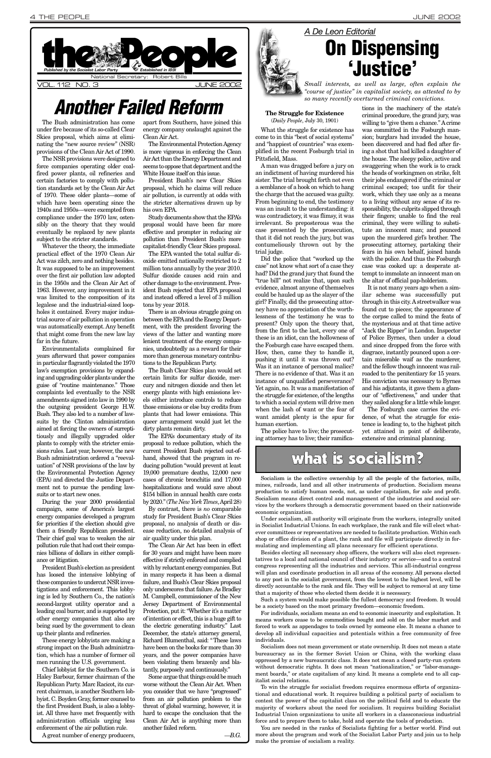# the People

*Published by the Socialist Labor Party* — *Established in 1891*

National Secretary: Robert Bills

VOL. 112 NO. 3 — JUNE 2002

# Another Failed Reform

The Bush administration has come under fire because of its so-called Clear Skies proposal, which aims at eliminating the "new source review" (NSR) provisions of the Clean Air Act of 1990.

The NSR provisions were designed to force companies operating older coal-fired power plants, oil refineries and certain factories to comply with pollution standards set by the Clean Air Act of 1970. These older plants—some of which have been operating since the 1940s and 1950s—were exempted from compliance under the 1970 law, ostensibly on the theory that they would eventually be replaced by new plants subject to the stricter standards.

Whatever the theory, the immediate practical effect of the 1970 Clean Air Act was zilch, zero and nothing besides. It was supposed to be an improvement over the first air pollution law adopted in the 1950s and the Clean Air Act of 1963. However, any improvement in it was limited to the composition of its legalese and the industrial-sized loopholes it contained. Every major industrial source of air pollution in operation was automatically exempt. Any benefit that might come from the new law lay far in the future.

Environmentalists complained for years afterward that power companies in particular flagrantly violated the 1970 law's exemption provisions by expanding and upgrading older plants under the guise of "routine maintenance." Those complaints led eventually to the NSR amendments signed into law in 1990 by the outgoing president George H.W. Bush. They also led to a number of lawsuits by the Clinton administration aimed at forcing the owners of surreptitiously and illegally upgraded older plants to comply with the stricter emissions rules. Last year, however, the new Bush administration ordered a "reevaluation" of NSR provisions of the law by the Environmental Protection Agency (EPA) and directed the Justice Department not to pursue the pending lawsuits or to start new ones.

During the year 2000 presidential campaign, some of America's largest energy companies developed a program for priorities if the election should give them a friendly Republican president. Their chief goal was to weaken the air pollution rule that had cost their companies billions of dollars in either compliance or litigation.

President Bush's election as president has loosed the intensive lobbying of these companies to undercut NSR investigations and enforcement. This lobbying is led by Southern Co., the nation's second-largest utility operator and a leading coal burner, and is supported by other energy companies that also are being sued by the government to clean up their plants and refineries.

These energy lobbyists are making a strong impact on the Bush administration, which has a number of former oil men running the U.S. government.

Chief lobbyist for the Southern Co. is Haley Barbour, former chairman of the Republican Party. Marc Racicot, its current chairman, is another Southern lobbyist. C. Boyden Gray, former counsel to the first President Bush, is also a lobbyist. All three have met frequently with administration officials urging less enforcement of the air pollution rule.

A great number of energy producers, apart from Southern, have joined this energy company onslaught against the Clean Air Act.

The Environmental Protection Agency is more vigorous in enforcing the Clean Air Act than the Energy Department and seems to oppose that department and the White House itself on this issue.

President Bush's new Clear Skies proposal, which he claims will reduce air pollution, is currently at odds with the stricter alternatives drawn up by his own EPA.

Study documents show that the EPA's proposal would have been far more effective and prompter in reducing air pollution than President Bush's more capitalist-friendly Clear Skies proposal.

The EPA wanted the total sulfur dioxide emitted nationally restricted to 2 million tons annually by the year 2010. Sulfur dioxide causes acid rain and other damage to the environment. President Bush rejected that EPA proposal and instead offered a level of 3 million tons by year 2018.

There is an obvious struggle going on between the EPA and the Energy Department, with the president favoring the views of the latter and wanting more lenient treatment of the energy companies, undoubtedly as a reward for their more than generous monetary contributions to the Republican Party.

The Bush Clear Skies plan would set certain limits for sulfur dioxide, mercury and nitrogen dioxide and then let energy plants with high emissions levels either introduce controls to reduce those emissions or else buy credits from plants that had lower emissions. This queer arrangement would just let the dirty plants remain dirty.

The EPA's documentary study of its proposal to reduce pollution, which the current President Bush rejected out-of-hand, showed that the program in reducing pollution "would prevent at least 19,000 premature deaths, 12,000 new cases of chronic bronchitis and 17,000 hospitalizations and would save about $154 billion in annual health care costs by 2020." (*The New York Times*, April 28)

By contrast, there is *no* comparable study for President Bush's Clear Skies proposal, no analysis of death or disease reduction, no detailed analysis of air quality under this plan.

The Clean Air Act has been in effect for 30 years and might have been more effective if strictly enforced and complied with by reluctant energy companies. But in many respects it has been a dismal failure, and Bush's Clear Skies proposal only underscores that failure. As Bradley M. Campbell, commissioner of the New Jersey Department of Environmental Protection, put it: "Whether it's a matter of intention or effect, this is a huge gift to the electric generating industry." Last December, the state's attorney general, Richard Blumenthal, said: "These laws have been on the books for more than 30 years, and the power companies have been violating them brazenly and blatantly, purposely and continuously."

Some argue that things could be much worse without the Clean Air Act. When you consider that we have "progressed" from an air pollution problem to the threat of global warming, however, it is hard to escape the conclusion that the Clean Air Act is anything more than another failed reform.

—B.G.

## *A De Leon Editorial*

# On Dispensing 'Justice'

*Small interests, as well as large, often explain the "course of justice" in capitalist society, as attested to by so many recently overturned criminal convictions.*

**The Struggle for Existence**
(*Daily People*, July 30, 1901)

What the struggle for existence has come to in this "best of social systems" and "happiest of countries" was exemplified in the recent Fosburgh trial in Pittsfield, Mass.

A man was dragged before a jury on an indictment of having murdered his sister. The trial brought forth not even a semblance of a hook on which to hang the charge that the accused was guilty. From beginning to end, the testimony was an insult to the understanding: it was contradictory, it was flimsy, it was irrelevant. So preposterous was the case presented by the prosecution, that it did not reach the jury, but was contumeliously thrown out by the trial judge.

Did the police that "worked up the case" not know what sort of a case they had? Did the grand jury that found the "true bill" not realize that, upon such evidence, almost anyone of themselves could be hauled up as the slayer of the girl? Finally, did the prosecuting attorney have no appreciation of the worthlessness of the testimony he was to present? Only upon the theory that, from the first to the last, every one of these is an idiot, can the hollowness of the Fosburgh case have escaped them. How, then, came they to handle it, pushing it until it was thrown out? Was it an instance of personal malice? There is no evidence of that. Was it an instance of unqualified perseverance? Yet again, no. It was a manifestation of the struggle for existence, of the lengths to which a social system will drive men when the lash of want or the fear of want amidst plenty is the spur for human exertion.

The police have to live; the prosecuting attorney has to live; their ramifications in the machinery of the state's criminal procedure, the grand jury, was willing to "give them a chance." A crime was committed in the Fosburgh mansion; burglars had invaded the house, been discovered and had fled after firing a shot that had killed a daughter of the house. The sleepy police, active and swaggering when the work is to crack the heads of workingmen on strike, felt their jobs endangered if the criminal or criminals escaped; too unfit for their work, which they use only as a means to a living without any sense of its responsibility, the culprits slipped through their fingers; unable to find the real criminal, they were willing to substitute an innocent man; and pounced upon the murdered girl's brother. The prosecuting attorney, partaking their fears in his own behalf, joined hands with the police. And thus the Fosburgh case was cooked up: a desperate attempt to immolate an innocent man on the altar of official pap-holderism.

It is not many years ago when a similar scheme was successfully put through in this city. A streetwalker was found cut to pieces; the appearance of the corpse called to mind the feats of the mysterious and at that time active "Jack the Ripper" in London. Inspector of Police Byrnes, then under a cloud and since dropped from the force with disgrace, instantly pounced upon a certain miserable waif as the murderer, and the fellow though innocent was railroaded to the penitentiary for 15 years. His conviction was necessary to Byrnes and his adjutants, it gave them a glamour of "effectiveness," and under that they sailed along for a little while longer.

The Fosburgh case carries the evidence, of what the struggle for existence is leading to, to the highest pitch yet attained in point of deliberate, extensive and criminal planning.

# what is socialism?

Socialism is the collective ownership by all the people of the factories, mills, mines, railroads, land and all other instruments of production. Socialism means production to satisfy human needs, not, as under capitalism, for sale and profit. Socialism means direct control and management of the industries and social services by the workers through a democratic government based on their nationwide economic organization.

Under socialism, all authority will originate from the workers, integrally united in Socialist Industrial Unions. In each workplace, the rank and file will elect whatever committees or representatives are needed to facilitate production. Within each shop or office division of a plant, the rank and file will participate directly in formulating and implementing all plans necessary for efficient operations.

Besides electing all necessary shop officers, the workers will also elect representatives to a local and national council of their industry or service—and to a central congress representing all the industries and services. This all-industrial congress will plan and coordinate production in all areas of the economy. All persons elected to any post in the socialist government, from the lowest to the highest level, will be directly accountable to the rank and file. They will be subject to removal at any time that a majority of those who elected them decide it is necessary.

Such a system would make possible the fullest democracy and freedom. It would be a society based on the most primary freedom—economic freedom.

For individuals, socialism means an end to economic insecurity and exploitation. It means workers cease to be commodities bought and sold on the labor market and forced to work as appendages to tools owned by someone else. It means a chance to develop all individual capacities and potentials within a free community of free individuals.

Socialism does not mean government or state ownership. It does not mean a state bureaucracy as in the former Soviet Union or China, with the working class oppressed by a new bureaucratic class. It does not mean a closed party-run system without democratic rights. It does not mean "nationalization," or "labor-management boards," or state capitalism of any kind. It means a complete end to all capitalist social relations.

To win the struggle for socialist freedom requires enormous efforts of organizational and educational work. It requires building a political party of socialism to contest the power of the capitalist class on the political field and to educate the majority of workers about the need for socialism. It requires building Socialist Industrial Union organizations to unite all workers in a classconscious industrial force and to prepare them to take, hold and operate the tools of production.

You are needed in the ranks of Socialists fighting for a better world. Find out more about the program and work of the Socialist Labor Party and join us to help make the promise of socialism a reality.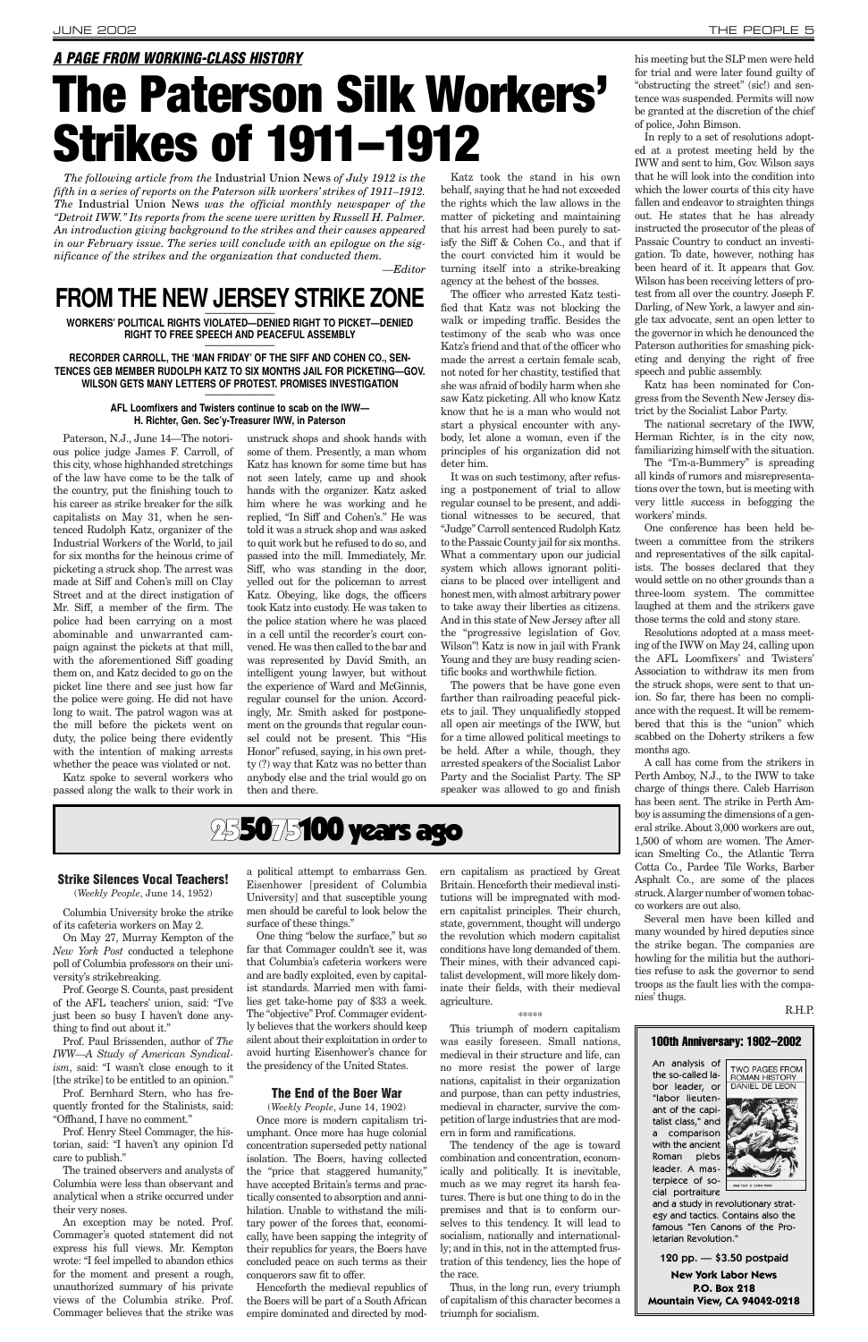*A PAGE FROM WORKING-CLASS HISTORY*

# The Paterson Silk Workers' Strikes of 1911–1912

*The following article from the* Industrial Union News *of July 1912 is the fifth in a series of reports on the Paterson silk workers' strikes of 1911–1912. The* Industrial Union News *was the official monthly newspaper of the "Detroit IWW." Its reports from the scene were written by Russell H. Palmer. An introduction giving background to the strikes and their causes appeared in our February issue. The series will conclude with an epilogue on the significance of the strikes and the organization that conducted them.*

*—Editor*

## FROM THE NEW JERSEY STRIKE ZONE

**WORKERS' POLITICAL RIGHTS VIOLATED—DENIED RIGHT TO PICKET—DENIED RIGHT TO FREE SPEECH AND PEACEFUL ASSEMBLY**

**RECORDER CARROLL, THE 'MAN FRIDAY' OF THE SIFF AND COHEN CO., SENTENCES GEB MEMBER RUDOLPH KATZ TO SIX MONTHS JAIL FOR PICKETING—GOV. WILSON GETS MANY LETTERS OF PROTEST. PROMISES INVESTIGATION**

**AFL Loomfixers and Twisters continue to scab on the IWW— H. Richter, Gen. Sec'y-Treasurer IWW, in Paterson**

Paterson, N.J., June 14—The notorious police judge James F. Carroll, of this city, whose highhanded stretchings of the law have come to be the talk of the country, put the finishing touch to his career as strike breaker for the silk capitalists on May 31, when he sentenced Rudolph Katz, organizer of the Industrial Workers of the World, to jail for six months for the heinous crime of picketing a struck shop. The arrest was made at Siff and Cohen's mill on Clay Street and at the direct instigation of Mr. Siff, a member of the firm. The police had been carrying on a most abominable and unwarranted campaign against the pickets at that mill, with the aforementioned Siff goading them on, and Katz decided to go on the picket line there and see just how far the police were going. He did not have long to wait. The patrol wagon was at the mill before the pickets went on duty, the police being there evidently with the intention of making arrests whether the peace was violated or not.

Katz spoke to several workers who passed along the walk to their work in unstruck shops and shook hands with some of them. Presently, a man whom Katz has known for some time but has not seen lately, came up and shook hands with the organizer. Katz asked him where he was working and he replied, "In Siff and Cohen's." He was told it was a struck shop and was asked to quit work but he refused to do so, and passed into the mill. Immediately, Mr. Siff, who was standing in the door, yelled out for the policeman to arrest Katz. Obeying, like dogs, the officers took Katz into custody. He was taken to the police station where he was placed in a cell until the recorder's court convened. He was then called to the bar and was represented by David Smith, an intelligent young lawyer, but without the experience of Ward and McGinnis, regular counsel for the union. Accordingly, Mr. Smith asked for postponement on the grounds that regular counsel could not be present. This "His Honor" refused, saying, in his own pretty (?) way that Katz was no better than anybody else and the trial would go on then and there.

Katz took the stand in his own behalf, saying that he had not exceeded the rights which the law allows in the matter of picketing and maintaining that his arrest had been purely to satisfy the Siff & Cohen Co., and that if the court convicted him it would be turning itself into a strike-breaking agency at the behest of the bosses.

The officer who arrested Katz testified that Katz was not blocking the walk or impeding traffic. Besides the testimony of the scab who was once Katz's friend and that of the officer who made the arrest a certain female scab, not noted for her chastity, testified that she was afraid of bodily harm when she saw Katz picketing. All who know Katz know that he is a man who would not start a physical encounter with anybody, let alone a woman, even if the principles of his organization did not deter him.

It was on such testimony, after refusing a postponement of trial to allow regular counsel to be present, and additional witnesses to be secured, that "Judge" Carroll sentenced Rudolph Katz to the Passaic County jail for six months. What a commentary upon our judicial system which allows ignorant politicians to be placed over intelligent and honest men, with almost arbitrary power to take away their liberties as citizens. And in this state of New Jersey after all the "progressive legislation of Gov. Wilson"! Katz is now in jail with Frank Young and they are busy reading scientific books and worthwhile fiction.

The powers that be have gone even farther than railroading peaceful pickets to jail. They unqualifiedly stopped all open air meetings of the IWW, but for a time allowed political meetings to be held. After a while, though, they arrested speakers of the Socialist Labor Party and the Socialist Party. The SP speaker was allowed to go and finish his meeting but the SLP men were held for trial and were later found guilty of "obstructing the street" (sic!) and sentence was suspended. Permits will now be granted at the discretion of the chief of police, John Bimson.

In reply to a set of resolutions adopted at a protest meeting held by the IWW and sent to him, Gov. Wilson says that he will look into the condition into which the lower courts of this city have fallen and endeavor to straighten things out. He states that he has already instructed the prosecutor of the pleas of Passaic Country to conduct an investigation. To date, however, nothing has been heard of it. It appears that Gov. Wilson has been receiving letters of protest from all over the country. Joseph F. Darling, of New York, a lawyer and single tax advocate, sent an open letter to the governor in which he denounced the Paterson authorities for smashing picketing and denying the right of free speech and public assembly.

Katz has been nominated for Congress from the Seventh New Jersey district by the Socialist Labor Party.

The national secretary of the IWW, Herman Richter, is in the city now, familiarizing himself with the situation.

The "I'm-a-Bummery" is spreading all kinds of rumors and misrepresentations over the town, but is meeting with very little success in befogging the workers' minds.

One conference has been held between a committee from the strikers and representatives of the silk capitalists. The bosses declared that they would settle on no other grounds than a three-loom system. The committee laughed at them and the strikers gave those terms the cold and stony stare.

Resolutions adopted at a mass meeting of the IWW on May 24, calling upon the AFL Loomfixers' and Twisters' Association to withdraw its men from the struck shops, were sent to that union. So far, there has been no compliance with the request. It will be remembered that this is the "union" which scabbed on the Doherty strikers a few months ago.

A call has come from the strikers in Perth Amboy, N.J., to the IWW to take charge of things there. Caleb Harrison has been sent. The strike in Perth Amboy is assuming the dimensions of a general strike. About 3,000 workers are out, 1,500 of whom are women. The American Smelting Co., the Atlantic Terra Cotta Co., Pardee Tile Works, Barber Asphalt Co., are some of the places struck. A larger number of women tobacco workers are out also.

Several men have been killed and many wounded by hired deputies since the strike began. The companies are howling for the militia but the authorities refuse to ask the governor to send troops as the fault lies with the companies' thugs.

R.H.P.

## 25 50 75 100 years ago

### Strike Silences Vocal Teachers!

(*Weekly People*, June 14, 1952)

Columbia University broke the strike of its cafeteria workers on May 2.

On May 27, Murray Kempton of the *New York Post* conducted a telephone poll of Columbia professors on their university's strikebreaking.

Prof. George S. Counts, past president of the AFL teachers' union, said: "I've just been so busy I haven't done anything to find out about it."

Prof. Paul Brissenden, author of *The IWW—A Study of American Syndicalism*, said: "I wasn't close enough to it [the strike] to be entitled to an opinion."

Prof. Bernhard Stern, who has frequently fronted for the Stalinists, said: "Offhand, I have no comment."

Prof. Henry Steel Commager, the historian, said: "I haven't any opinion I'd care to publish."

The trained observers and analysts of Columbia were less than observant and analytical when a strike occurred under their very noses.

An exception may be noted. Prof. Commager's quoted statement did not express his full views. Mr. Kempton wrote: "I feel impelled to abandon ethics for the moment and present a rough, unauthorized summary of his private views of the Columbia strike. Prof. Commager believes that the strike was a political attempt to embarrass Gen. Eisenhower [president of Columbia University] and that susceptible young men should be careful to look below the surface of these things."

One thing "below the surface," but so far that Commager couldn't see it, was that Columbia's cafeteria workers were and are badly exploited, even by capitalist standards. Married men with families get take-home pay of $33 a week. The "objective" Prof. Commager evidently believes that the workers should keep silent about their exploitation in order to avoid hurting Eisenhower's chance for the presidency of the United States.

### The End of the Boer War

(*Weekly People*, June 14, 1902)

Once more is modern capitalism triumphant. Once more has huge colonial concentration superseded petty national isolation. The Boers, having collected the "price that staggered humanity," have accepted Britain's terms and practically consented to absorption and annihilation. Unable to withstand the military power of the forces that, economically, have been sapping the integrity of their republics for years, the Boers have concluded peace on such terms as their conquerors saw fit to offer.

Henceforth the medieval republics of the Boers will be part of a South African empire dominated and directed by modern capitalism as practiced by Great Britain. Henceforth their medieval institutions will be impregnated with modern capitalist principles. Their church, state, government, thought will undergo the revolution which modern capitalist conditions have long demanded of them. Their mines, with their advanced capitalist development, will more likely dominate their fields, with their medieval agriculture.

\*\*\*\*\*

This triumph of modern capitalism was easily foreseen. Small nations, medieval in their structure and life, can no more resist the power of large nations, capitalist in their organization and purpose, than can petty industries, medieval in character, survive the competition of large industries that are modern in form and ramifications.

The tendency of the age is toward combination and concentration, economically and politically. It is inevitable, much as we may regret its harsh features. There is but one thing to do in the premises and that is to conform ourselves to this tendency. It will lead to socialism, nationally and internationally; and in this, not in the attempted frustration of this tendency, lies the hope of the race.

Thus, in the long run, every triumph of capitalism of this character becomes a triumph for socialism.

**100th Anniversary: 1902–2002**

**TWO PAGES FROM ROMAN HISTORY**
**DANIEL DE LEON**

An analysis of the so-called labor leader, or "labor lieutenant of the capitalist class," and a comparison with the ancient Roman plebs leader. A masterpiece of social portraiture and a study in revolutionary strategy and tactics. Contains also the famous "Ten Canons of the Proletarian Revolution."

**120 pp. — $3.50 postpaid**

**New York Labor News**
**P.O. Box 218**
**Mountain View, CA 94042-0218**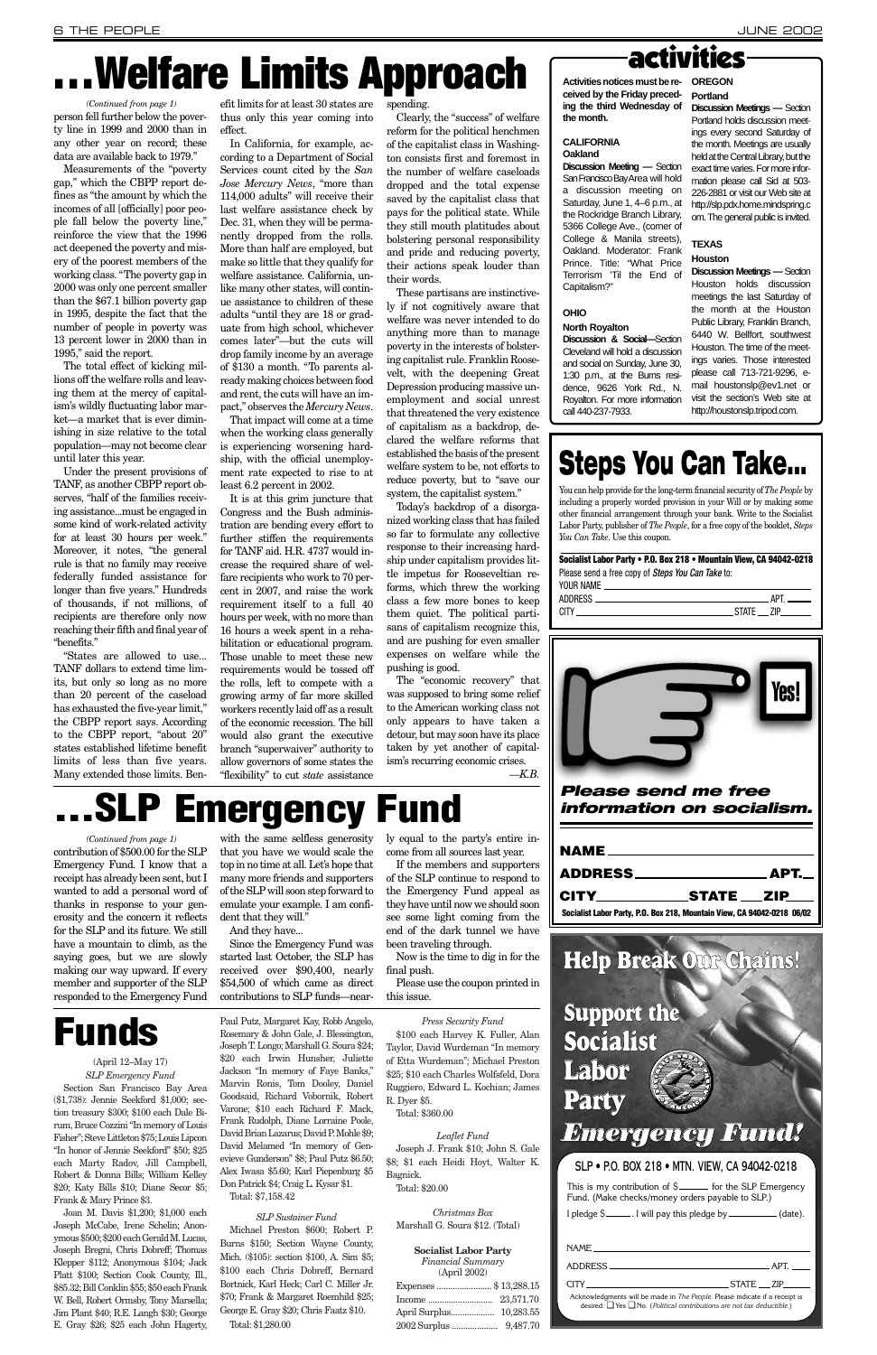# ...Welfare Limits Approach

*(Continued from page 1)*

person fell further below the poverty line in 1999 and 2000 than in any other year on record; these data are available back to 1979."

Measurements of the "poverty gap," which the CBPP report defines as "the amount by which the incomes of all [officially] poor people fall below the poverty line," reinforce the view that the 1996 act deepened the poverty and misery of the poorest members of the working class. "The poverty gap in 2000 was only one percent smaller than the $67.1 billion poverty gap in 1995, despite the fact that the number of people in poverty was 13 percent lower in 2000 than in 1995," said the report.

The total effect of kicking millions off the welfare rolls and leaving them at the mercy of capitalism's wildly fluctuating labor market—a market that is ever diminishing in size relative to the total population—may not become clear until later this year.

Under the present provisions of TANF, as another CBPP report observes, "half of the families receiving assistance...must be engaged in some kind of work-related activity for at least 30 hours per week." Moreover, it notes, "the general rule is that no family may receive federally funded assistance for longer than five years." Hundreds of thousands, if not millions, of recipients are therefore only now reaching their fifth and final year of "benefits."

"States are allowed to use... TANF dollars to extend time limits, but only so long as no more than 20 percent of the caseload has exhausted the five-year limit," the CBPP report says. According to the CBPP report, "about 20" states established lifetime benefit limits of less than five years. Many extended those limits. Benefit limits for at least 30 states are thus only this year coming into effect.

In California, for example, according to a Department of Social Services count cited by the *San Jose Mercury News*, "more than 114,000 adults" will receive their last welfare assistance check by Dec. 31, when they will be permanently dropped from the rolls. More than half are employed, but make so little that they qualify for welfare assistance. California, unlike many other states, will continue assistance to children of these adults "until they are 18 or graduate from high school, whichever comes later"—but the cuts will drop family income by an average of $130 a month. "To parents already making choices between food and rent, the cuts will have an impact," observes the *Mercury News*.

That impact will come at a time when the working class generally is experiencing worsening hardship, with the official unemployment rate expected to rise to at least 6.2 percent in 2002.

It is at this grim juncture that Congress and the Bush administration are bending every effort to further stiffen the requirements for TANF aid. H.R. 4737 would increase the required share of welfare recipients who work to 70 percent in 2007, and raise the work requirement itself to a full 40 hours per week, with no more than 16 hours a week spent in a rehabilitation or educational program. Those unable to meet these new requirements would be tossed off the rolls, left to compete with a growing army of far more skilled workers recently laid off as a result of the economic recession. The bill would also grant the executive branch "superwaiver" authority to allow governors of some states the "flexibility" to cut *state* assistance spending.

Clearly, the "success" of welfare reform for the political henchmen of the capitalist class in Washington consists first and foremost in the number of welfare caseloads dropped and the total expense saved by the capitalist class that pays for the political state. While they still mouth platitudes about bolstering personal responsibility and pride and reducing poverty, their actions speak louder than their words.

These partisans are instinctively if not cognitively aware that welfare was never intended to do anything more than to manage poverty in the interests of bolstering capitalist rule. Franklin Roosevelt, with the deepening Great Depression producing massive unemployment and social unrest that threatened the very existence of capitalism as a backdrop, declared the welfare reforms that established the basis of the present welfare system to be, not efforts to reduce poverty, but to "save our system, the capitalist system."

Today's backdrop of a disorganized working class that has failed so far to formulate any collective response to their increasing hardship under capitalism provides little impetus for Rooseveltian reforms, which threw the working class a few more bones to keep them quiet. The political partisans of capitalism recognize this, and are pushing for even smaller expenses on welfare while the pushing is good.

The "economic recovery" that was supposed to bring some relief to the American working class not only appears to have taken a detour, but may soon have its place taken by yet another of capitalism's recurring economic crises.

*—K.B.*

# ...SLP Emergency Fund

*(Continued from page 1)*

contribution of $500.00 for the SLP Emergency Fund. I know that a receipt has already been sent, but I wanted to add a personal word of thanks in response to your generosity and the concern it reflects for the SLP and its future. We still have a mountain to climb, as the saying goes, but we are slowly making our way upward. If every member and supporter of the SLP responded to the Emergency Fund with the same selfless generosity that you have we would scale the top in no time at all. Let's hope that many more friends and supporters of the SLP will soon step forward to emulate your example. I am confident that they will."

And they have...

Since the Emergency Fund was started last October, the SLP has received over $90,400, nearly $54,500 of which came as direct contributions to SLP funds—nearly equal to the party's entire income from all sources last year.

If the members and supporters of the SLP continue to respond to the Emergency Fund appeal as they have until now we should soon see some light coming from the end of the dark tunnel we have been traveling through.

Now is the time to dig in for the final push.

Please use the coupon printed in this issue.

# Funds

(April 12–May 17)

*SLP Emergency Fund*

Section San Francisco Bay Area ($1,738): Jennie Seekford $1,000; section treasury $300; $100 each Dale Birum, Bruce Cozzini "In memory of Louis Fisher"; Steve Littleton $75; Louis Lipcon "In honor of Jennie Seekford" $50; $25 each Marty Radov, Jill Campbell, Robert & Donna Bills; William Kelley $20; Katy Bills $10; Diane Secor $5; Frank & Mary Prince $3.

Joan M. Davis $1,200; $1,000 each Joseph McCabe, Irene Schelin; Anonymous $500; $200 each Gerald M. Lucas, Joseph Bregni, Chris Dobreff; Thomas Klepper $112; Anonymous $104; Jack Platt $100; Section Cook County, Ill., $85.32; Bill Conklin $55; $50 each Frank W. Bell, Robert Ormsby, Tony Marsella; Jim Plant $40; R.E. Langh $30; George E. Gray $26; $25 each John Hagerty, Paul Putz, Margaret Kay, Robb Angelo, Rosemary & John Gale, J. Blessington, Joseph T. Longo; Marshall G. Soura $24; $20 each Irwin Hunsher, Juliette Jackson "In memory of Faye Banks," Marvin Ronis, Tom Dooley, Daniel Goodsaid, Richard Vobornik, Robert Varone; $10 each Richard F. Mack, Frank Rudolph, Diane Lorraine Poole, David Brian Lazarus; David P. Mohle $9; David Melamed "In memory of Genevieve Gunderson" $8; Paul Putz $6.50; Alex Iwasa $5.60; Karl Piepenburg $5 Don Patrick $4; Craig L. Kysar $1.

Total: $7,158.42

*SLP Sustainer Fund*

Michael Preston $600; Robert P. Burns $150; Section Wayne County, Mich. ($105): section $100, A. Sim $5; $100 each Chris Dobreff, Bernard Bortnick, Karl Heck; Carl C. Mohler Jr. $70; Frank & Margaret Roemhild $25; George E. Gray $20; Chris Faatz $10.

Total: $1,280.00

*Press Security Fund*

$100 each Harvey K. Fuller, Alan Taylor, David Wurdeman "In memory of Etta Wurdeman"; Michael Preston $25; $10 each Charles Wolfsfeld, Dora Ruggiero, Edward L. Kochian; James R. Dyer $5.

Total: $360.00

*Leaflet Fund*

Joseph J. Frank $10; John S. Gale $8; $1 each Heidi Hoyt, Walter K. Bagnick.

Total: $20.00

*Christmas Box*

Marshall G. Soura $12. (Total)

**Socialist Labor Party**
*Financial Summary*
(April 2002)

| | |
|---|---|
| Expenses | $ 13,288.15 |
| Income | 23,571.70 |
| April Surplus | 10,283.55 |
| 2002 Surplus | 9,487.70 |

# activities

**Activities notices must be received by the Friday preceding the third Wednesday of the month.**

**CALIFORNIA**

**Oakland**

**Discussion Meeting —** Section San Francisco Bay Area will hold a discussion meeting on Saturday, June 1, 4–6 p.m., at the Rockridge Branch Library, 5366 College Ave., (corner of College & Manila streets), Oakland. Moderator: Frank Prince. Title: "What Price Terrorism 'Til the End of Capitalism?"

**OHIO**

**North Royalton**

**Discussion & Social**—Section Cleveland will hold a discussion and social on Sunday, June 30, 1:30 p.m., at the Burns residence, 9626 York Rd., N. Royalton. For more information call 440-237-7933.

**OREGON**

**Portland**

**Discussion Meetings —** Section Portland holds discussion meetings every second Saturday of the month. Meetings are usually held at the Central Library, but the exact time varies. For more information please call Sid at 503-226-2881 or visit our Web site at http://slp.pdx.home.mindspring.com. The general public is invited.

**TEXAS**

**Houston**

**Discussion Meetings —** Section Houston holds discussion meetings the last Saturday of the month at the Houston Public Library, Franklin Branch, 6440 W. Bellfort, southwest Houston. The time of the meetings varies. Those interested please call 713-721-9296, e-mail houstonslp@ev1.net or visit the section's Web site at http://houstonslp.tripod.com.

# Steps You Can Take...

You can help provide for the long-term financial security of *The People* by including a properly worded provision in your Will or by making some other financial arrangement through your bank. Write to the Socialist Labor Party, publisher of *The People*, for a free copy of the booklet, *Steps You Can Take*. Use this coupon.

**Socialist Labor Party • P.O. Box 218 • Mountain View, CA 94042-0218**

Please send a free copy of *Steps You Can Take* to:

YOUR NAME ____________________

ADDRESS ____________________ APT. ______

CITY ____________________ STATE ___ ZIP______

Yes!

***Please send me free information on socialism.***

NAME ____________________

ADDRESS ____________________ APT.___

CITY ____________ STATE ___ZIP___

**Socialist Labor Party, P.O. Box 218, Mountain View, CA 94042-0218 06/02**

# Help Break Our Chains!

## Support the Socialist Labor Party *Emergency Fund!*

SLP • P.O. BOX 218 • MTN. VIEW, CA 94042-0218

This is my contribution of $______ for the SLP Emergency Fund. (Make checks/money orders payable to SLP.)

I pledge $______. I will pay this pledge by __________ (date).

NAME ____________________

ADDRESS ____________________ APT. ____

CITY ____________________ STATE ___ ZIP_____

Acknowledgments will be made in *The People*. Please indicate if a receipt is desired: ☐ Yes ☐ No. (*Political contributions are not tax deductible.*)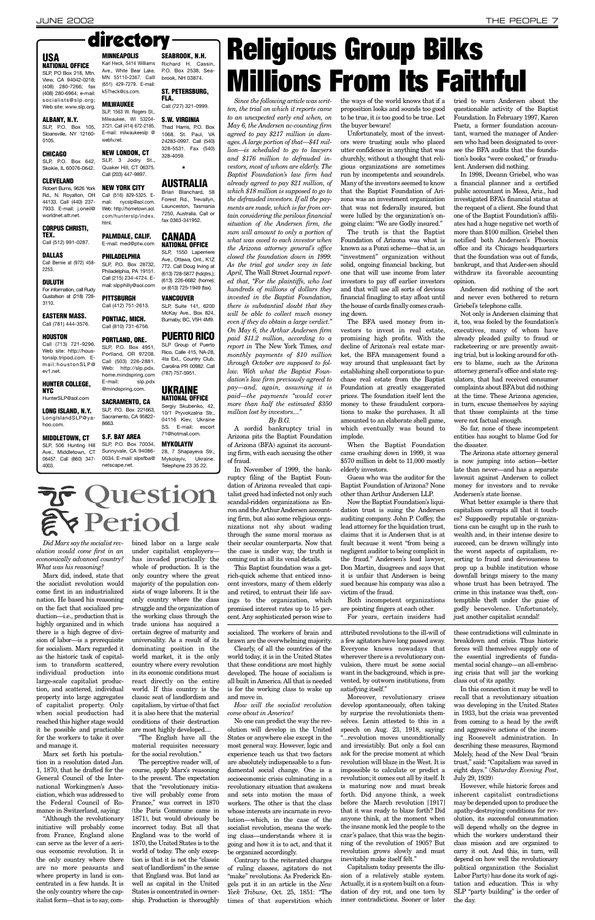# directory

**USA**

**NATIONAL OFFICE**
SLP, PO Box 218, Mtn. View, CA 94042-0218; (408) 280-7266; fax (408) 280-6964; e-mail: socialists@slp.org; Web site: www.slp.org.

**ALBANY, N.Y.**
SLP, P.O. Box 105, Sloansville, NY 12160-0105.

**CHICAGO**
SLP, P.O. Box 642, Skokie, IL 60076-0642.

**CLEVELAND**
Robert Burns, 9626 York Rd., N. Royalton, OH 44133. Call (440) 237-7933. E-mail: j.oneil@worldnet.att.net.

**CORPUS CHRISTI, TEX.**
Call (512) 991-0287.

**DALLAS**
Call Bernie at (972) 458-2253.

**DULUTH**
For information, call Rudy Gustafson at (218) 728-3110.

**EASTERN MASS.**
Call (781) 444-3576.

**HOUSTON**
Call (713) 721-9296. Web site: http://houstonslp.tripod.com. E-mail: houstonSLP@ev1.net.

**HUNTER COLLEGE, NYC**
HunterSLP@aol.com

**LONG ISLAND, N.Y.**
LongIslandSLP@yahoo.com.

**MIDDLETOWN, CT**
SLP, 506 Hunting Hill Ave., Middletown, CT 06457. Call (860) 347-4003.

**MINNEAPOLIS**
Karl Heck, 5414 Williams Ave., White Bear Lake, MN 55110-2367. Call (651) 429-7279. E-mail: k57heck@cs.com.

**MILWAUKEE**
SLP, 1563 W. Rogers St., Milwaukee, WI 53204-3721. Call (414) 672-2185. E-mail: milwaukeeslp@webtv.net.

**NEW LONDON, CT**
SLP, 3 Jodry St., Quaker Hill, CT 06375. Call (203) 447-9897.

**NEW YORK CITY**
Call (516) 829-5325. E-mail: nycslp@aol.com. Web: http://hometown.aol.com/hunterslp/index.html.

**PALMDALE, CALIF.**
E-mail: med@ptw.com

**PHILADELPHIA**
SLP, P.O. Box 28732, Philadelphia, PA 19151. Call (215) 234-4724. E-mail: slpphilly@aol.com

**PITTSBURGH**
Call (412) 751-2613.

**PONTIAC, MICH.**
Call (810) 731-6756.

**PORTLAND, ORE.**
SLP, P.O. Box 4951, Portland, OR 97208. Call (503) 226-2881. Web: http://slp.pdx.home.mindspring.com E-mail: slp.pdx @mindspring.com.

**SACRAMENTO, CA**
SLP, P.O. Box 221663, Sacramento, CA 95822-8663.

**S.F. BAY AREA**
SLP, P.O. Box 70034, Sunnyvale, CA 94086-0034. E-mail: slpsfba@netscape.net.

**SEABROOK, N.H.**
Richard H. Cassin, P.O. Box 2538, Seabrook, NH 03874.

**ST. PETERSBURG, FLA.**
Call (727) 321-0999.

**S.W. VIRGINIA**
Thad Harris, P.O. Box 1068, St. Paul, VA 24283-0997. Call (540) 328-5531. Fax (540) 328-4059.

*

**AUSTRALIA**
Brian Blanchard, 58 Forest Rd., Trevallyn, Launceston, Tasmania 7250, Australia. Call or fax 0363-341952.

**CANADA**

**NATIONAL OFFICE**
SLP, 1550 Laperriere Ave., Ottawa, Ont., K1Z 7T2. Call Doug Irving at (613) 728-5877 (hdqtrs.); (613) 226-6682 (home); or (613) 725-1949 (fax).

**VANCOUVER**
SLP, Suite 141, 6200 McKay Ave., Box 824, Burnaby, BC, V5H 4M9.

**PUERTO RICO**
SLP Group of Puerto Rico, Calle 415, NA-28, 4ta Ext., Country Club, Carolina PR 00982. Call (787) 757-5951.

**UKRAINE**

**NATIONAL OFFICE**
Sergiy Skubenko, 42, 10/1 Pryvokzalna Str., 04116 Kiev, Ukraine SS. E-mail: escort 71@hotmail.com.

**MYKOLAYIV**
28, 7 Shapayeva Str., Mykolayiv, Ukraine. Telephone 23 35 22.

# Religious Group Bilks Millions From Its Faithful

*Since the following article was written, the trial on which it reports came to an unexpected early end when, on May 6, the Andersen ac-counting firm agreed to pay $217 million in damages. A large portion of that—$41 million—is scheduled to go to lawyers and $176 million to defrauded investors, most of whom are elderly. The Baptist Foundation's law firm had already agreed to pay $21 million, of which $18 million is supposed to go to the defrauded investors. If all the payments are made, which is far from certain considering the perilous financial situation of the Andersen firm, the sum will amount to only a portion of what was owed to each investor when the Arizona attorney general's office closed the foundation down in 1999. As the trial got under way in late April,* The Wall Street Journal *reported that, "For the plaintiffs, who lost hundreds of millions of dollars they invested in the Baptist Foundation, there is substantial doubt that they will be able to collect much money even if they do obtain a large verdict." On May 6, the Arthur Andersen firm paid $11.2 million, according to a report in* The New York Times, *and monthly payments of $10 million through October are supposed to follow. With what the Baptist Foundation's law firm previously agreed to pay—and, again, assuming it is paid—the payments "would cover more than half the estimated $350 million lost by investors...."*

*By B.G.*

A sordid bankruptcy trial in Arizona pits the Baptist Foundation of Arizona (BFA) against its accounting firm, with each accusing the other of fraud.

In November of 1999, the bankruptcy filing of the Baptist Foundation of Arizona revealed that capitalist greed had infected not only such scandal-ridden organizations as Enron and the Arthur Andersen accounting firm, but also some religious organizations not shy about wading through the same moral morass as their secular counterparts. Now that the case is under way, the truth is coming out in all its venal details.

This Baptist foundation was a get-rich-quick scheme that enticed innocent investors, many of them elderly and retired, to entrust their life savings to the organization, which promised interest rates up to 15 percent. Any sophisticated person wise to the ways of the world knows that if a proposition looks and sounds too good to be true, it *is* too good to be true. Let the buyer beware!

Unfortunately, most of the investors were trusting souls who placed utter confidence in anything that was churchly, without a thought that religious organizations are sometimes run by incompetents and scoundrels. Many of the investors seemed to know that the Baptist Foundation of Arizona was an investment organization that was not federally insured, but were lulled by the organization's ongoing claim: "We are Godly insured."

The truth is that the Baptist Foundation of Arizona was what is known as a Ponzi scheme—that is, an "investment" organization without solid, ongoing financial backing, but one that will use income from later investors to pay off earlier investors and that will use all sorts of devious financial finagling to stay afloat until the house of cards finally comes crashing down.

The BFA used money from investors to invest in real estate, promising high profits. With the decline of Arizona's real estate market, the BFA management found a way around that unpleasant fact by establishing shell corporations to purchase real estate from the Baptist Foundation at greatly exaggerated prices. The foundation itself lent the money to these fraudulent corporations to make the purchases. It all amounted to an elaborate shell game, which eventually was bound to implode.

When the Baptist Foundation came crashing down in 1999, it was $570 million in debt to 11,000 mostly elderly investors.

Guess who was the auditor for the Baptist Foundation of Arizona? None other than Arthur Andersen LLP.

Now the Baptist Foundation's liquidation trust is suing the Andersen auditing company. John P. Coffey, the lead attorney for the liquidation trust, claims that it is Andersen that is at fault because it went "from being a negligent auditor to being complicit in the fraud." Andersen's lead lawyer, Don Martin, disagrees and says that it is unfair that Andersen is being sued because his company was also a victim of the fraud.

Both incompetent organizations are pointing fingers at each other.

For years, certain insiders had tried to warn Andersen about the questionable activity of the Baptist Foundation. In February 1997, Karen Paetz, a former foundation accountant, warned the manager of Andersen who had been designated to oversee the BFA audits that the foundation's books "were cooked," or fraudulent. Andersen did nothing.

In 1998, Deeann Griebel, who was a financial planner and a certified public accountant in Mesa, Ariz., had investigated BFA's financial status at the request of a client. She found that one of the Baptist Foundation's affiliates had a huge negative net worth of more than $100 million. Griebel then notified both Andersen's Phoenix office and its Chicago headquarters that the foundation was out of funds, bankrupt, and that Ander-sen should withdraw its favorable accounting opinion.

Andersen did nothing of the sort and never even bothered to return Griebel's telephone calls.

Not only is Andersen claiming that it, too, was fooled by the foundation's executives, many of whom have already pleaded guilty to fraud or racketeering or are presently awaiting trial, but is looking around for others to blame, such as the Arizona attorney general's office and state regulators, that had received consumer complaints about BFA but did nothing at the time. These Arizona agencies, in turn, excuse themselves by saying that those complaints at the time were not factual enough.

So far, none of these incompetent entities has sought to blame God for the disaster.

The Arizona state attorney general is now jumping into action—better late than never—and has a separate lawsuit against Andersen to collect money for investors and to revoke Andersen's state license.

What better example is there that capitalism corrupts all that it touches? Supposedly reputable or-ganizations can be caught up in the rush to wealth and, in their intense desire to succeed, can be drawn willingly into the worst aspects of capitalism, resorting to fraud and deviousness to prop up a bubble institution whose downfall brings misery to the many whose trust has been betrayed. The crime in this instance was theft, contemptible theft under the guise of godly benevolence. Unfortunately, just another capitalist scandal!

# Question Period

*Did Marx say the socialist revolution would come first in an economically advanced country? What was his reasoning?*

Marx did, indeed, state that the socialist revolution would come first in an industrialized nation. He based his reasoning on the fact that socialized production—i.e., production that is highly organized and in which there is a high degree of division of labor—is a prerequisite for socialism. Marx regarded it as the historic task of capitalism to transform scattered, individual production into large-scale capitalist production, and scattered, individual property into large aggregates of capitalist property. Only when social production had reached this higher stage would it be possible and practicable for the workers to take it over and manage it.

Marx set forth his postulation in a resolution dated Jan. 1, 1870, that he drafted for the General Council of the International Workingmen's Association, which was addressed to the Federal Council of Romance in Switzerland, saying:

"Although the revolutionary initiative will probably come from France, England alone can serve as the lever of a serious economic revolution. It is the only country where there are no more peasants and where property in land is concentrated in a few hands. It is the only country where the capitalist form—that is to say, combined labor on a large scale under capitalist employers—has invaded practically the whole of production. It is the only country where the great majority of the population consists of wage laborers. It is the only country where the class struggle and the organization of the working class through the trade unions has acquired a certain degree of maturity and universality. As a result of its dominating position in the world market, it is the only country where every revolution in its economic conditions must react directly on the entire world. If this country is the classic seat of landlordism and capitalism, by virtue of that fact it is also here that the material conditions of their destruction are most highly developed....

"The English have all the material requisites necessary for the social revolution."

The perceptive reader will, of course, apply Marx's reasoning to the present. The expectation that the "revolutionary initiative will probably come from France," was correct in 1870 (the Paris Commune came in 1871), but would obviously be incorrect today. But all that England was to the world of 1870, the United States is to the world of today. The only exception is that it is not the "classic seat of landlordism" in the sense that England was. But land as well as capital in the United States is concentrated in ownership. Production is thoroughly socialized. The workers of brain and brawn are the overwhelming majority.

Clearly, of all the countries of the world today, it is in the United States that these conditions are most highly developed. The house of socialism is all built in America. All that is needed is for the working class to wake up and move in.

*How will the socialist revolution come about in America?*

No one can predict the way the revolution will develop in the United States or anywhere else except in the most general way. However, logic and experience teach us that two factors are absolutely indispensable to a fundamental social change. One is a socioeconomic crisis culminating in a revolutionary situation that awakens and sets into motion the mass of workers. The other is that the class whose interests are incarnate in revolution—which, in the case of the socialist revolution, means the working class—understands where it is going and how it is to act, and that it be organized accordingly.

Contrary to the reiterated charges of ruling classes, agitators do not "make" revolutions. As Frederick Engels put it in an article in the *New York Tribune*, Oct. 25, 1851: "The times of that superstition which attributed revolutions to the ill-will of a few agitators have long passed away. Everyone knows nowadays that wherever there is a revolutionary convulsion, there must be some social want in the background, which is prevented, by outworn institutions, from satisfying itself."

Moreover, revolutionary crises develop spontaneously, often taking by surprise the revolutionists themselves. Lenin attested to this in a speech on Aug. 23, 1918, saying: "...revolution moves unconditionally and irresistibly. But only a fool can ask for the precise moment at which revolution will blaze in the West. It is impossible to calculate or predict a revolution; it comes out all by itself. It is maturing now and must break forth. Did anyone think, a week before the March revolution [1917] that it was ready to blaze forth? Did anyone think, at the moment when the insane monk led the people to the czar's palace, that this was the beginning of the revolution of 1905? But revolution grows slowly and must inevitably make itself felt."

Capitalism today presents the illusion of a relatively stable system. Actually, it is a system built on a foundation of dry rot, and one torn by inner contradictions. Sooner or later these contradictions will culminate in breakdown and crisis. Thus historic forces will themselves supply one of the essential ingredients of fundamental social change—an all-embracing crisis that will jar the working class out of its apathy.

In this connection it may be well to recall that a revolutionary situation was developing in the United States in 1933, but the crisis was prevented from coming to a head by the swift and aggressive actions of the incoming Roosevelt administration. In describing these measures, Raymond Moley, head of the New Deal "brain trust," said: "Capitalism was saved in eight days." (*Saturday Evening Post*, July 29, 1939)

However, while historic forces and inherent capitalist contradictions may be depended upon to produce the apathy-destroying conditions for revolution, its successful consummation will depend wholly on the degree in which the workers understand their class mission and are organized to carry it out. And this, in turn, will depend on how well the revolutionary political organization (the Socialist Labor Party) has done its work of agitation and education. This is why SLP "party building" is the order of the day.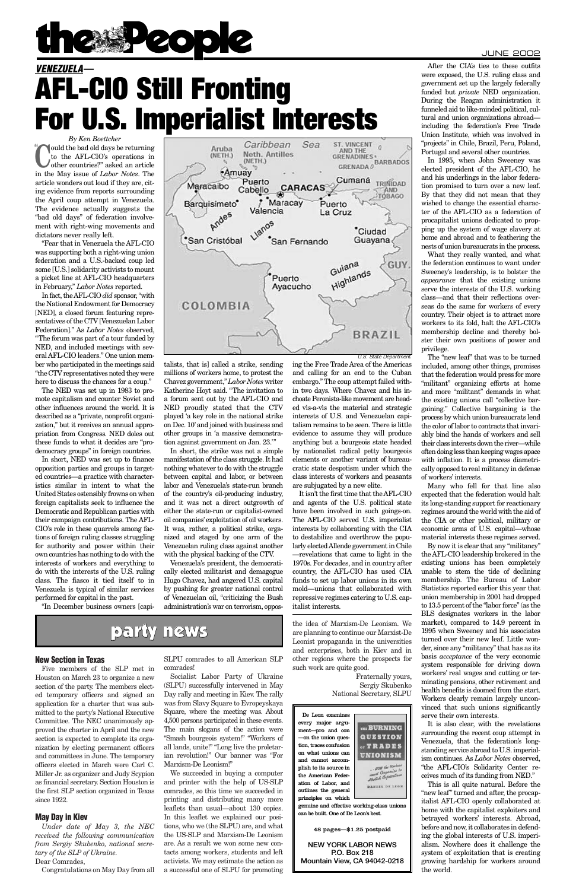## VENEZUELA—

# AFL-CIO Still Fronting For U.S. Imperialist Interests

*By Ken Boettcher*

"Could the bad old days be returning to the AFL-CIO's operations in other countries?" asked an article in the May issue of *Labor Notes*. The article wonders out loud if they are, citing evidence from reports surrounding the April coup attempt in Venezuela. The evidence actually suggests the "bad old days" of federation involvement with right-wing movements and dictators never really left.

"Fear that in Venezuela the AFL-CIO was supporting both a right-wing union federation and a U.S.-backed coup led some [U.S.] solidarity activists to mount a picket line at AFL-CIO headquarters in February," *Labor Notes* reported.

In fact, the AFL-CIO *did* sponsor, "with the National Endowment for Democracy [NED], a closed forum featuring representatives of the CTV [Venezuelan Labor Federation]." As *Labor Notes* observed, "The forum was part of a tour funded by NED, and included meetings with several AFL-CIO leaders." One union member who participated in the meetings said "the CTV representatives noted they were here to discuss the chances for a coup."

The NED was set up in 1983 to promote capitalism and counter Soviet and other influences around the world. It is described as a "private, nonprofit organization," but it receives an annual appropriation from Congress. NED doles out these funds to what it decides are "prodemocracy groups" in foreign countries.

In short, NED was set up to finance opposition parties and groups in targeted countries—a practice with characteristics similar in intent to what the United States ostensibly frowns on when foreign capitalists seek to influence the Democratic and Republican parties with their campaign contributions. The AFL-CIO's role in these quarrels among factions of foreign ruling classes struggling for authority and power within their own countries has nothing to do with the interests of workers and everything to do with the interests of the U.S. ruling class. The fiasco it tied itself to in Venezuela is typical of similar services performed for capital in the past.

"In December business owners [capitalists, that is] called a strike, sending millions of workers home, to protest the Chavez government," *Labor Notes* writer Katherine Hoyt said. "The invitation to a forum sent out by the AFL-CIO and NED proudly stated that the CTV played 'a key role in the national strike on Dec. 10' and joined with business and other groups in 'a massive demonstration against government on Jan. 23.'"

In short, the strike was not a simple manifestation of the class struggle. It had nothing whatever to do with the struggle between capital and labor, or between labor and Venezuela's state-run branch of the country's oil-producing industry, and it was not a direct outgrowth of either the state-run or capitalist-owned oil companies' exploitation of oil workers. It was, rather, a political strike, organized and staged by one arm of the Venezuelan ruling class against another with the physical backing of the CTV.

Venezuela's president, the democratically elected militarist and demagogue Hugo Chavez, had angered U.S. capital by pushing for greater national control of Venezuelan oil, "criticizing the Bush administration's war on terrorism, opposing the Free Trade Area of the Americas and calling for an end to the Cuban embargo." The coup attempt failed within two days. Where Chavez and his inchoate Peronista-like movement are headed vis-a-vis the material and strategic interests of U.S. and Venezuelan capitalism remains to be seen. There is little evidence to assume they will produce anything but a bourgeois state headed by nationalist radical petty bourgeois elements or another variant of bureaucratic state despotism under which the class interests of workers and peasants are subjugated by a new elite.

It isn't the first time that the AFL-CIO and agents of the U.S. political state have been involved in such goings-on. The AFL-CIO served U.S. imperialist interests by collaborating with the CIA to destabilize and overthrow the popularly elected Allende government in Chile —revelations that came to light in the 1970s. For decades, and in country after country, the AFL-CIO has used CIA funds to set up labor unions in its own mold—unions that collaborated with repressive regimes catering to U.S. capitalist interests.

After the CIA's ties to these outfits were exposed, the U.S. ruling class and government set up the largely federally funded but *private* NED organization. During the Reagan administration it funneled aid to like-minded political, cultural and union organizations abroad—including the federation's Free Trade Union Institute, which was involved in "projects" in Chile, Brazil, Peru, Poland, Portugal and several other countries.

In 1995, when John Sweeney was elected president of the AFL-CIO, he and his underlings in the labor federation promised to turn over a new leaf. By that they did not mean that they wished to change the essential character of the AFL-CIO as a federation of procapitalist unions dedicated to propping up the system of wage slavery at home and abroad and to feathering the nests of union bureaucrats in the process.

What they really wanted, and what the federation continues to want under Sweeney's leadership, is to bolster the *appearance* that the existing unions serve the interests of the U.S. working class—and that their reflections overseas do the same for workers of every country. Their object is to attract more workers to its fold, halt the AFL-CIO's membership decline and thereby bolster their own positions of power and privilege.

The "new leaf" that was to be turned included, among other things, promises that the federation would press for more "militant" organizing efforts at home and more "militant" demands in what the existing unions call "collective bargaining." Collective bargaining is the process by which union bureaucrats lend the color of labor to contracts that invariably bind the hands of workers and sell their class interests down the river—while often doing less than keeping wages apace with inflation. It is a process diametrically opposed to real militancy in defense of workers' interests.

Many who fell for that line also expected that the federation would halt its long-standing support for reactionary regimes around the world with the aid of the CIA or other political, military or economic arms of U.S. capital—whose material interests these regimes served.

By now it is clear that any "militancy" the AFL-CIO leadership brokered in the existing unions has been completely unable to stem the tide of declining membership. The Bureau of Labor Statistics reported earlier this year that union membership in 2001 had dropped to 13.5 percent of the "labor force" (as the BLS designates workers in the labor market), compared to 14.9 percent in 1995 when Sweeney and his associates turned over their new leaf. Little wonder, since any "militancy" that has as its basis *acceptance* of the very economic system responsible for driving down workers' real wages and cutting or terminating pensions, other retirement and health benefits is doomed from the start. Workers clearly remain largely unconvinced that such unions significantly serve their own interests.

It is also clear, with the revelations surrounding the recent coup attempt in Venezuela, that the federation's long-standing service abroad to U.S. imperialism continues. As *Labor Notes* observed, "the AFL-CIO's Solidarity Center receives much of its funding from NED."

This is all quite natural. Before the "new leaf" turned and after, the procapitalist AFL-CIO openly collaborated at home with the capitalist exploiters and betrayed workers' interests. Abroad, before and now, it collaborates in defending the global interests of U.S. imperialism. Nowhere does it challenge the system of exploitation that is creating growing hardship for workers around the world.

Aruba (NETH.)
Neth. Antilles (NETH.)
Caribbean Sea
ST. VINCENT AND THE GRENADINES
BARBADOS
GRENADA
TRINIDAD AND TOBAGO
Amuay
Maracaibo
Puerto Cabello
CARACAS
Cumaná
Barquisimeto
Maracay
Valencia
Puerto La Cruz
Andes
Llanos
Ciudad Guayana
San Cristóbal
San Fernando
Guiana Highlands
GUY.
Puerto Ayacucho
COLOMBIA
BRAZIL

U.S. State Department

# party news

### New Section in Texas

Five members of the SLP met in Houston on March 23 to organize a new section of the party. The members elected temporary officers and signed an application for a charter that was submitted to the party's National Executive Committee. The NEC unanimously approved the charter in April and the new section is expected to complete its organization by electing permanent officers and committees in June. The temporary officers elected in March were Carl C. Miller Jr. as organizer and Judy Scypion as financial secretary. Section Houston is the first SLP section organized in Texas since 1922.

### May Day in Kiev

*Under date of May 3, the NEC received the following communication from Sergiy Skubenko, national secretary of the SLP of Ukraine.*

Dear Comrades,

Congratulations on May Day from all SLPU comrades to all American SLP comrades!

Socialist Labor Party of Ukraine (SLPU) successfully intervened in May Day rally and meeting in Kiev. The rally was from Slavy Square to Evropeyskaya Square, where the meeting was. About 4,500 persons participated in these events. The main slogans of the action were "Smash bourgeois system!" "Workers of all lands, unite!" "Long live the proletarian revolution!" Our banner was "For Marxism-De Leonism!"

We succeeded in buying a computer and printer with the help of US-SLP comrades, so this time we succeeded in printing and distributing many more leaflets than usual—about 130 copies. In this leaflet we explained our positions, who we (the SLPU) are, and what the US-SLP and Marxism-De Leonism are. As a result we won some new contacts among workers, students and left activists. We may estimate the action as a successful one of SLPU for promoting the idea of Marxism-De Leonism. We are planning to continue our Marxist-De Leonist propaganda in the universities and enterprises, both in Kiev and in other regions where the prospects for such work are quite good.

Fraternally yours,
Sergiy Skubenko
National Secretary, SLPU

---

De Leon examines every major argument—pro and con—on the union question, traces confusion on what unions can and cannot accomplish to its source in the American Federation of Labor, and outlines the general principles on which genuine and effective working-class unions can be built. One of De Leon's best.

THE BURNING QUESTION OF TRADES UNIONISM
...HOW the Workers must Organize to Abolish Capitalism
DANIEL DE LEON

48 pages—$1.25 postpaid

NEW YORK LABOR NEWS
P.O. Box 218
Mountain View, CA 94042-0218